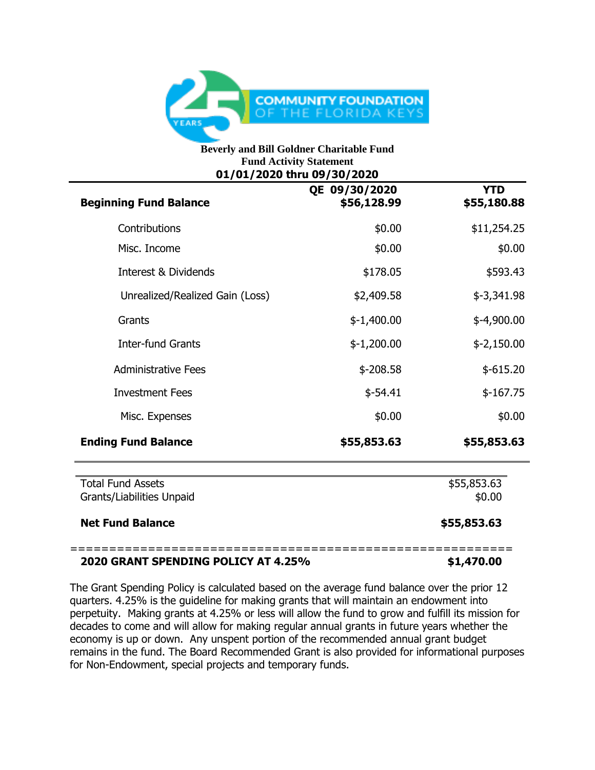COMMUNITY FOUNDATION OF THE FLORIDA KEYS

**Beverly and Bill Goldner Charitable Fund**
**Fund Activity Statement**
**01/01/2020 thru 09/30/2020**

| | QE 09/30/2020 | YTD |
|---|---|---|
| **Beginning Fund Balance** | **$56,128.99** | **$55,180.88** |
| Contributions | $0.00 | $11,254.25 |
| Misc. Income | $0.00 | $0.00 |
| Interest & Dividends | $178.05 | $593.43 |
| Unrealized/Realized Gain (Loss) | $2,409.58 | $-3,341.98 |
| Grants | $-1,400.00 | $-4,900.00 |
| Inter-fund Grants | $-1,200.00 | $-2,150.00 |
| Administrative Fees | $-208.58 | $-615.20 |
| Investment Fees | $-54.41 | $-167.75 |
| Misc. Expenses | $0.00 | $0.00 |
| **Ending Fund Balance** | **$55,853.63** | **$55,853.63** |

| | |
|---|---|
| Total Fund Assets | $55,853.63 |
| Grants/Liabilities Unpaid | $0.00 |
| **Net Fund Balance** | **$55,853.63** |

**2020 GRANT SPENDING POLICY AT 4.25%** **$1,470.00**

The Grant Spending Policy is calculated based on the average fund balance over the prior 12 quarters. 4.25% is the guideline for making grants that will maintain an endowment into perpetuity. Making grants at 4.25% or less will allow the fund to grow and fulfill its mission for decades to come and will allow for making regular annual grants in future years whether the economy is up or down. Any unspent portion of the recommended annual grant budget remains in the fund. The Board Recommended Grant is also provided for informational purposes for Non-Endowment, special projects and temporary funds.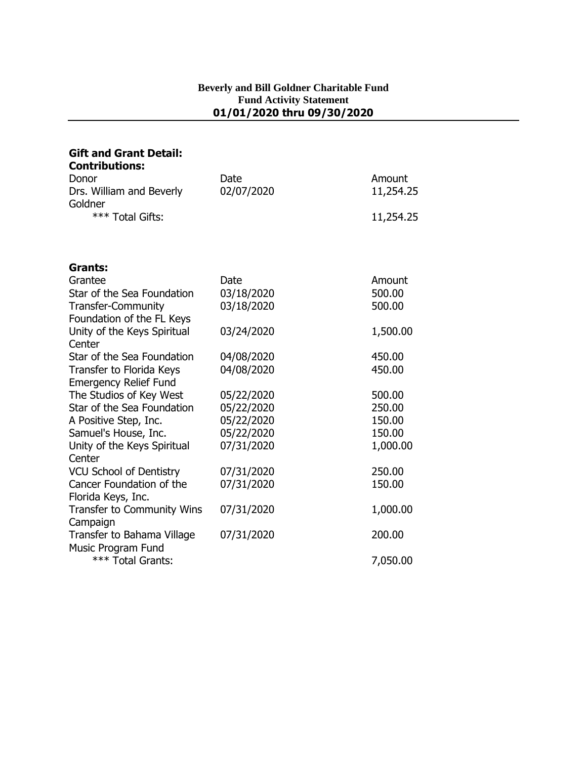**Beverly and Bill Goldner Charitable Fund**
**Fund Activity Statement**
**01/01/2020 thru 09/30/2020**

**Gift and Grant Detail:**

**Contributions:**

| Donor | Date | Amount |
|---|---|---|
| Drs. William and Beverly Goldner | 02/07/2020 | 11,254.25 |
| *** Total Gifts: | | 11,254.25 |

**Grants:**

| Grantee | Date | Amount |
|---|---|---|
| Star of the Sea Foundation | 03/18/2020 | 500.00 |
| Transfer-Community Foundation of the FL Keys | 03/18/2020 | 500.00 |
| Unity of the Keys Spiritual Center | 03/24/2020 | 1,500.00 |
| Star of the Sea Foundation | 04/08/2020 | 450.00 |
| Transfer to Florida Keys Emergency Relief Fund | 04/08/2020 | 450.00 |
| The Studios of Key West | 05/22/2020 | 500.00 |
| Star of the Sea Foundation | 05/22/2020 | 250.00 |
| A Positive Step, Inc. | 05/22/2020 | 150.00 |
| Samuel's House, Inc. | 05/22/2020 | 150.00 |
| Unity of the Keys Spiritual Center | 07/31/2020 | 1,000.00 |
| VCU School of Dentistry | 07/31/2020 | 250.00 |
| Cancer Foundation of the Florida Keys, Inc. | 07/31/2020 | 150.00 |
| Transfer to Community Wins Campaign | 07/31/2020 | 1,000.00 |
| Transfer to Bahama Village Music Program Fund | 07/31/2020 | 200.00 |
| *** Total Grants: | | 7,050.00 |